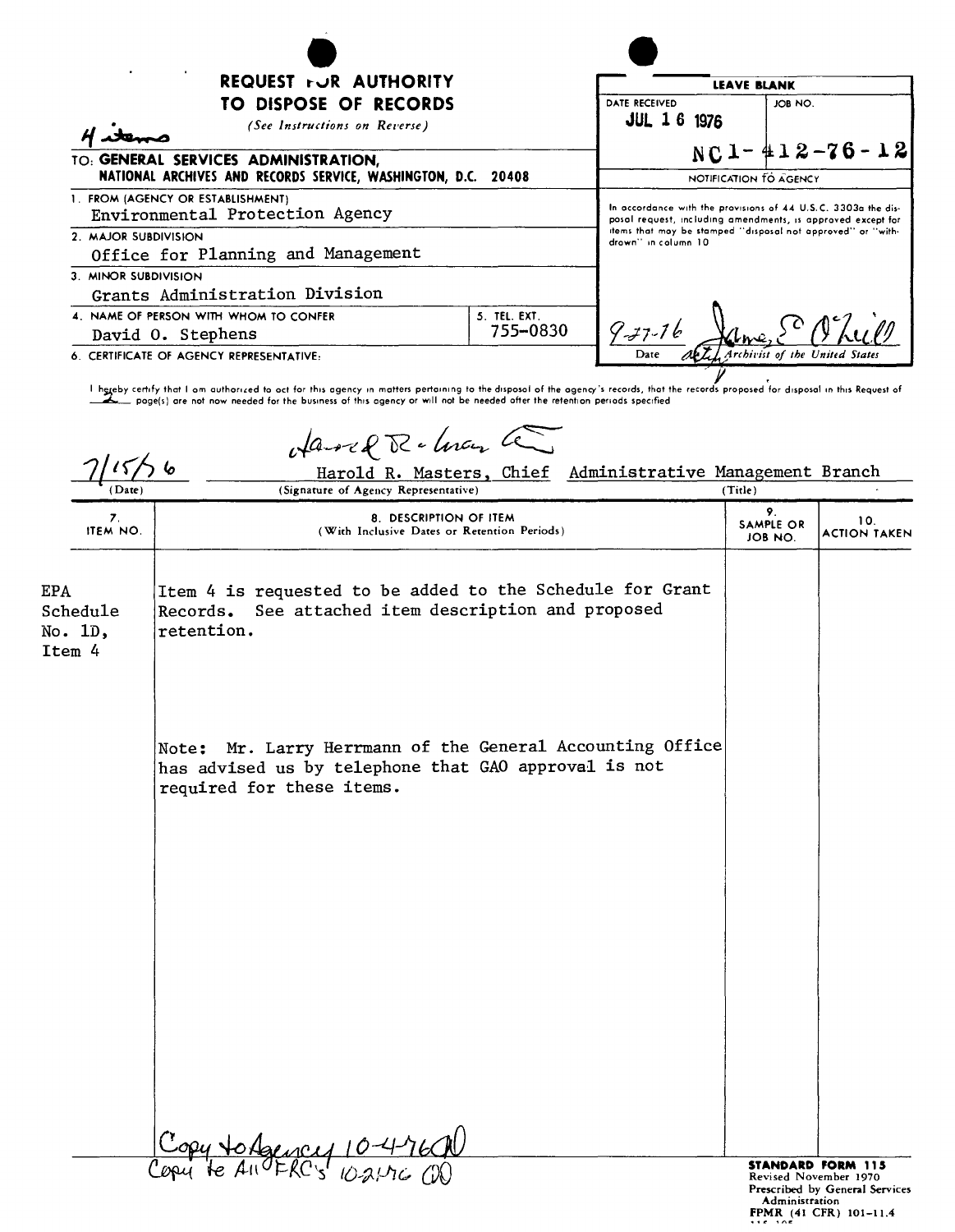4 items

# REQUEST FOR AUTHORITY TO DISPOSE OF RECORDS

*(See Instructions on Reverse)*

TO: **GENERAL SERVICES ADMINISTRATION, NATIONAL ARCHIVES AND RECORDS SERVICE, WASHINGTON, D.C. 20408**

| LEAVE BLANK | |
|---|---|
| DATE RECEIVED: JUL 16 1976 | JOB NO. NC1-412-76-12 |

**NOTIFICATION TO AGENCY**

In accordance with the provisions of 44 U.S.C. 3303a the disposal request, including amendments, is approved except for items that may be stamped "disposal not approved" or "withdrawn" in column 10

Date: 9-27-76 — James E. O'Neill, acting Archivist of the United States

1. FROM (AGENCY OR ESTABLISHMENT): Environmental Protection Agency
2. MAJOR SUBDIVISION: Office for Planning and Management
3. MINOR SUBDIVISION: Grants Administration Division
4. NAME OF PERSON WITH WHOM TO CONFER: David O. Stephens
5. TEL. EXT.: 755-0830
6. CERTIFICATE OF AGENCY REPRESENTATIVE:

I hereby certify that I am authorized to act for this agency in matters pertaining to the disposal of the agency's records, that the records proposed for disposal in this Request of 2 page(s) are not now needed for the business of this agency or will not be needed after the retention periods specified

| (Date) | (Signature of Agency Representative) | (Title) |
|---|---|---|
| 7/15/76 | Harold R. Masters, Chief | Administrative Management Branch |

| 7. ITEM NO. | 8. DESCRIPTION OF ITEM (With Inclusive Dates or Retention Periods) | 9. SAMPLE OR JOB NO. | 10. ACTION TAKEN |
|---|---|---|---|
| EPA Schedule No. 1D, Item 4 | Item 4 is requested to be added to the Schedule for Grant Records. See attached item description and proposed retention.<br><br>Note: Mr. Larry Herrmann of the General Accounting Office has advised us by telephone that GAO approval is not required for these items. | | |

Copy to Agency 10-4-76 (JD)
Copy to All FRC's 10-21-76 (JD)

**STANDARD FORM 115**
Revised November 1970
Prescribed by General Services Administration
FPMR (41 CFR) 101-11.4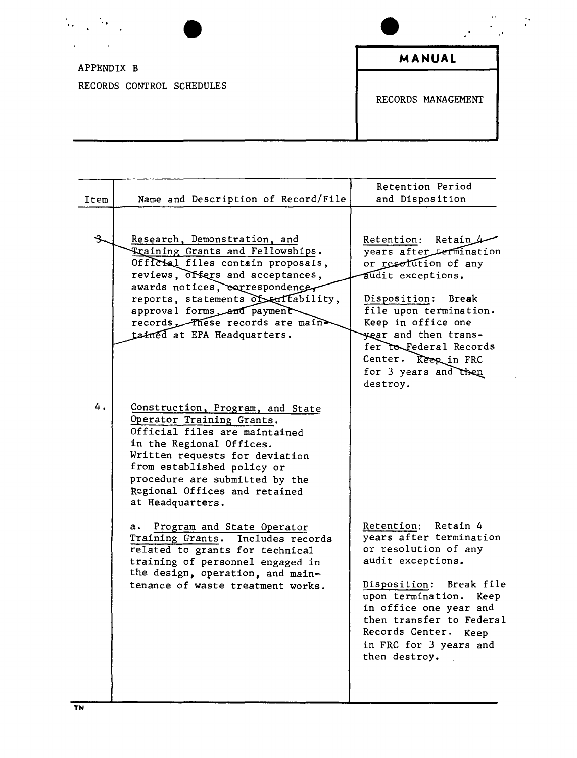APPENDIX B

RECORDS CONTROL SCHEDULES

**MANUAL**

RECORDS MANAGEMENT

| Item | Name and Description of Record/File | Retention Period and Disposition |
|---|---|---|
| ~~3.~~ | ~~Research, Demonstration, and Training Grants and Fellowships. Official files contain proposals, reviews, offers and acceptances, awards notices, correspondence, reports, statements of suitability, approval forms, and payment records. These records are maintained at EPA Headquarters.~~ | ~~Retention: Retain 4 years after termination or resolution of any audit exceptions.~~<br><br>~~Disposition: Break file upon termination. Keep in office one year and then transfer to Federal Records Center. Keep in FRC for 3 years and then destroy.~~ |
| 4. | Construction, Program, and State Operator Training Grants. Official files are maintained in the Regional Offices. Written requests for deviation from established policy or procedure are submitted by the Regional Offices and retained at Headquarters. | |
| | a. Program and State Operator Training Grants. Includes records related to grants for technical training of personnel engaged in the design, operation, and maintenance of waste treatment works. | Retention: Retain 4 years after termination or resolution of any audit exceptions.<br><br>Disposition: Break file upon termination. Keep in office one year and then transfer to Federal Records Center. Keep in FRC for 3 years and then destroy. |

TN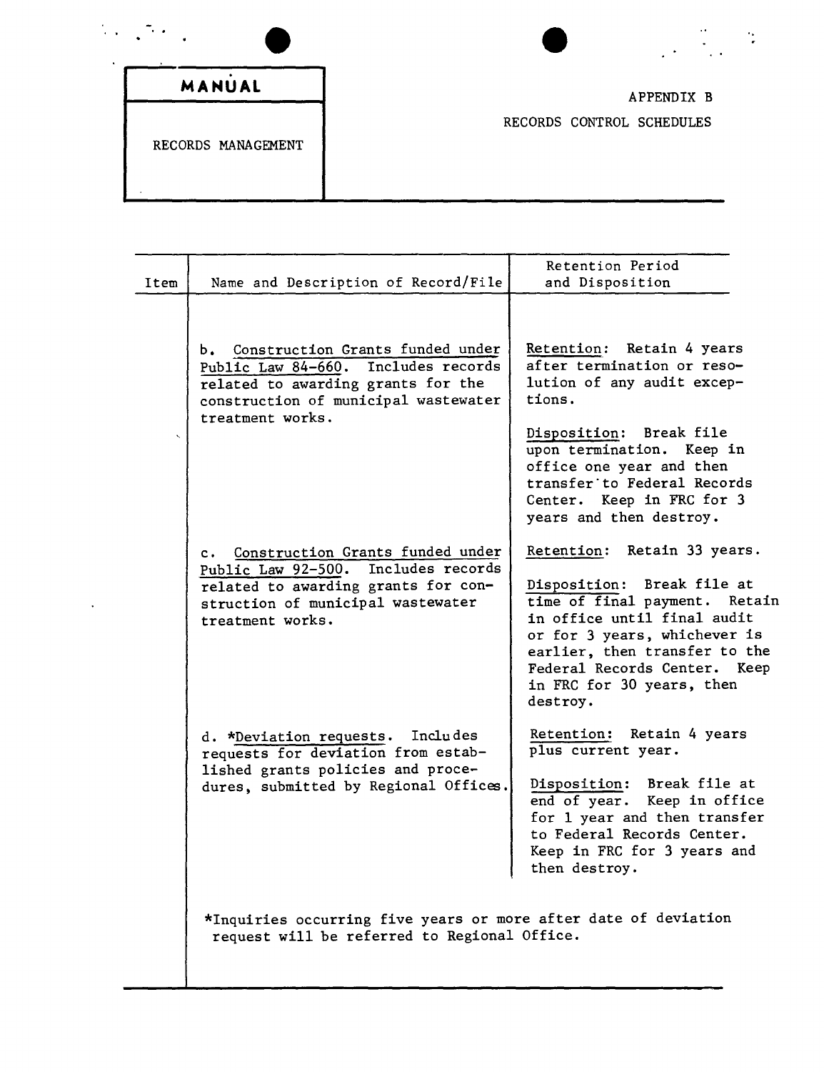**MANUAL**

RECORDS MANAGEMENT

APPENDIX B

RECORDS CONTROL SCHEDULES

| Item | Name and Description of Record/File | Retention Period and Disposition |
|---|---|---|
| | b. Construction Grants funded under Public Law 84-660. Includes records related to awarding grants for the construction of municipal wastewater treatment works. | Retention: Retain 4 years after termination or resolution of any audit exceptions.<br><br>Disposition: Break file upon termination. Keep in office one year and then transfer to Federal Records Center. Keep in FRC for 3 years and then destroy. |
| | c. Construction Grants funded under Public Law 92-500. Includes records related to awarding grants for construction of municipal wastewater treatment works. | Retention: Retain 33 years.<br><br>Disposition: Break file at time of final payment. Retain in office until final audit or for 3 years, whichever is earlier, then transfer to the Federal Records Center. Keep in FRC for 30 years, then destroy. |
| | d. *Deviation requests. Includes requests for deviation from established grants policies and procedures, submitted by Regional Offices. | Retention: Retain 4 years plus current year.<br><br>Disposition: Break file at end of year. Keep in office for 1 year and then transfer to Federal Records Center. Keep in FRC for 3 years and then destroy. |

*Inquiries occurring five years or more after date of deviation request will be referred to Regional Office.